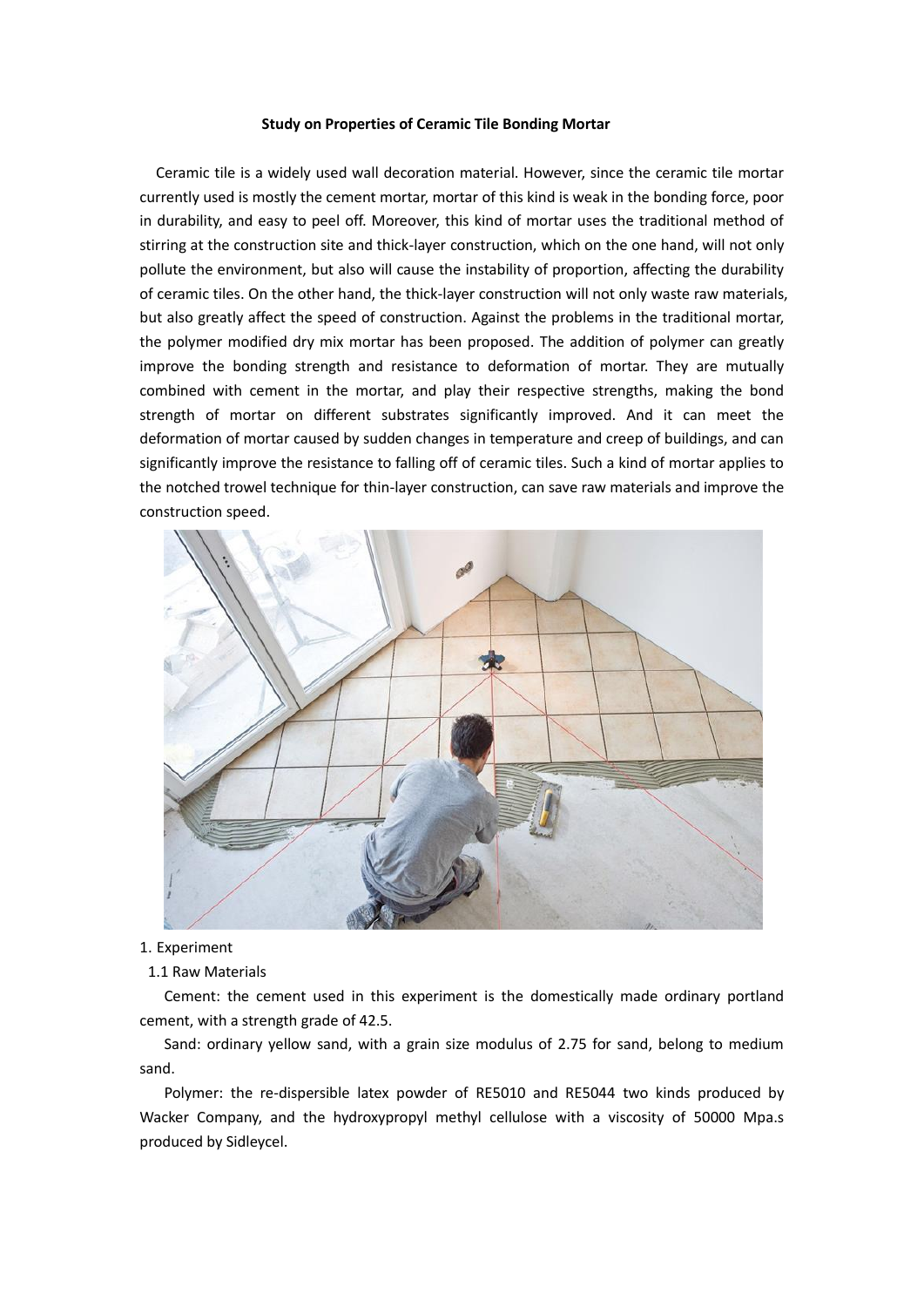# Study on Properties of Ceramic Tile Bonding Mortar

Ceramic tile is a widely used wall decoration material. However, since the ceramic tile mortar currently used is mostly the cement mortar, mortar of this kind is weak in the bonding force, poor in durability, and easy to peel off. Moreover, this kind of mortar uses the traditional method of stirring at the construction site and thick-layer construction, which on the one hand, will not only pollute the environment, but also will cause the instability of proportion, affecting the durability of ceramic tiles. On the other hand, the thick-layer construction will not only waste raw materials, but also greatly affect the speed of construction. Against the problems in the traditional mortar, the polymer modified dry mix mortar has been proposed. The addition of polymer can greatly improve the bonding strength and resistance to deformation of mortar. They are mutually combined with cement in the mortar, and play their respective strengths, making the bond strength of mortar on different substrates significantly improved. And it can meet the deformation of mortar caused by sudden changes in temperature and creep of buildings, and can significantly improve the resistance to falling off of ceramic tiles. Such a kind of mortar applies to the notched trowel technique for thin-layer construction, can save raw materials and improve the construction speed.

## 1. Experiment

### 1.1 Raw Materials

Cement: the cement used in this experiment is the domestically made ordinary portland cement, with a strength grade of 42.5.

Sand: ordinary yellow sand, with a grain size modulus of 2.75 for sand, belong to medium sand.

Polymer: the re-dispersible latex powder of RE5010 and RE5044 two kinds produced by Wacker Company, and the hydroxypropyl methyl cellulose with a viscosity of 50000 Mpa.s produced by Sidleycel.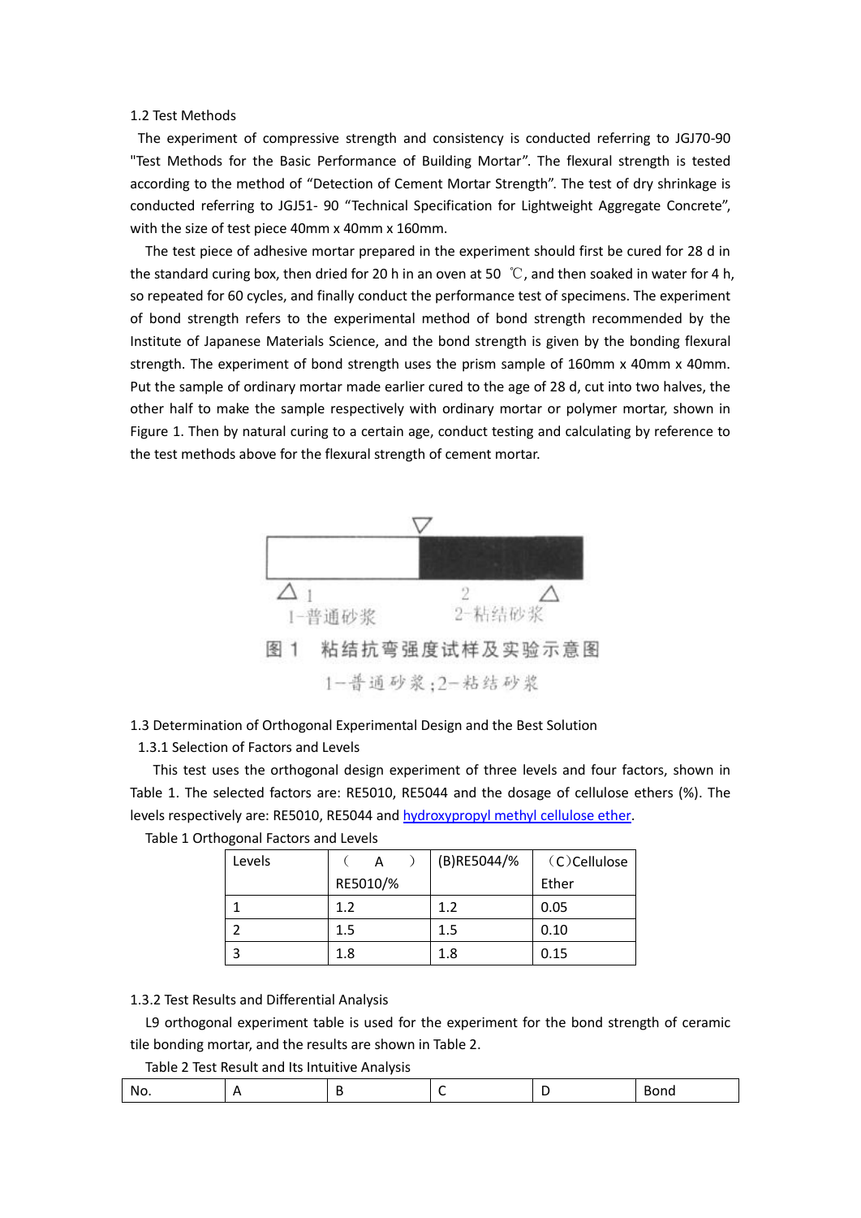1.2 Test Methods

The experiment of compressive strength and consistency is conducted referring to JGJ70-90 "Test Methods for the Basic Performance of Building Mortar". The flexural strength is tested according to the method of "Detection of Cement Mortar Strength". The test of dry shrinkage is conducted referring to JGJ51- 90 "Technical Specification for Lightweight Aggregate Concrete", with the size of test piece 40mm x 40mm x 160mm.

The test piece of adhesive mortar prepared in the experiment should first be cured for 28 d in the standard curing box, then dried for 20 h in an oven at 50 ℃, and then soaked in water for 4 h, so repeated for 60 cycles, and finally conduct the performance test of specimens. The experiment of bond strength refers to the experimental method of bond strength recommended by the Institute of Japanese Materials Science, and the bond strength is given by the bonding flexural strength. The experiment of bond strength uses the prism sample of 160mm x 40mm x 40mm. Put the sample of ordinary mortar made earlier cured to the age of 28 d, cut into two halves, the other half to make the sample respectively with ordinary mortar or polymer mortar, shown in Figure 1. Then by natural curing to a certain age, conduct testing and calculating by reference to the test methods above for the flexural strength of cement mortar.

1-普通砂浆　　2-粘结砂浆

图 1　粘结抗弯强度试样及实验示意图

1—普通砂浆；2—粘结砂浆

1.3 Determination of Orthogonal Experimental Design and the Best Solution

1.3.1 Selection of Factors and Levels

This test uses the orthogonal design experiment of three levels and four factors, shown in Table 1. The selected factors are: RE5010, RE5044 and the dosage of cellulose ethers (%). The levels respectively are: RE5010, RE5044 and hydroxypropyl methyl cellulose ether.

Table 1 Orthogonal Factors and Levels

| Levels | (A) RE5010/% | (B)RE5044/% | (C)Cellulose Ether |
|---|---|---|---|
| 1 | 1.2 | 1.2 | 0.05 |
| 2 | 1.5 | 1.5 | 0.10 |
| 3 | 1.8 | 1.8 | 0.15 |

1.3.2 Test Results and Differential Analysis

L9 orthogonal experiment table is used for the experiment for the bond strength of ceramic tile bonding mortar, and the results are shown in Table 2.

Table 2 Test Result and Its Intuitive Analysis

| No. | A | B | C | D | Bond |
|---|---|---|---|---|---|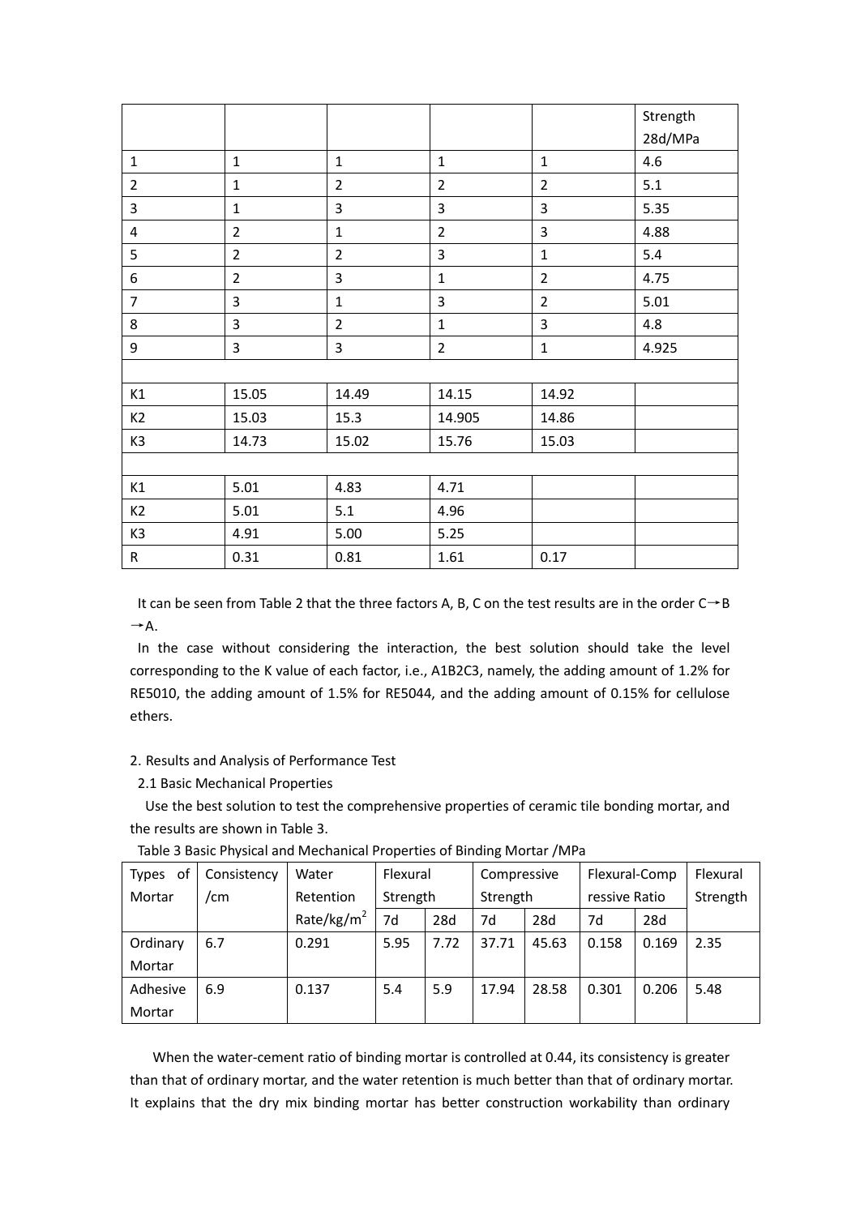|  |  |  |  |  | Strength 28d/MPa |
|---|---|---|---|---|---|
| 1 | 1 | 1 | 1 | 1 | 4.6 |
| 2 | 1 | 2 | 2 | 2 | 5.1 |
| 3 | 1 | 3 | 3 | 3 | 5.35 |
| 4 | 2 | 1 | 2 | 3 | 4.88 |
| 5 | 2 | 2 | 3 | 1 | 5.4 |
| 6 | 2 | 3 | 1 | 2 | 4.75 |
| 7 | 3 | 1 | 3 | 2 | 5.01 |
| 8 | 3 | 2 | 1 | 3 | 4.8 |
| 9 | 3 | 3 | 2 | 1 | 4.925 |
|  |  |  |  |  |  |
| K1 | 15.05 | 14.49 | 14.15 | 14.92 |  |
| K2 | 15.03 | 15.3 | 14.905 | 14.86 |  |
| K3 | 14.73 | 15.02 | 15.76 | 15.03 |  |
|  |  |  |  |  |  |
| K1 | 5.01 | 4.83 | 4.71 |  |  |
| K2 | 5.01 | 5.1 | 4.96 |  |  |
| K3 | 4.91 | 5.00 | 5.25 |  |  |
| R | 0.31 | 0.81 | 1.61 | 0.17 |  |

It can be seen from Table 2 that the three factors A, B, C on the test results are in the order C→B →A.

In the case without considering the interaction, the best solution should take the level corresponding to the K value of each factor, i.e., A1B2C3, namely, the adding amount of 1.2% for RE5010, the adding amount of 1.5% for RE5044, and the adding amount of 0.15% for cellulose ethers.

2. Results and Analysis of Performance Test

2.1 Basic Mechanical Properties

Use the best solution to test the comprehensive properties of ceramic tile bonding mortar, and the results are shown in Table 3.

Table 3 Basic Physical and Mechanical Properties of Binding Mortar /MPa

| Types of Mortar | Consistency /cm | Water Retention Rate/kg/m$^2$ | Flexural Strength |  | Compressive Strength |  | Flexural-Compressive Ratio |  | Flexural Strength |
|---|---|---|---|---|---|---|---|---|---|
|  |  |  | 7d | 28d | 7d | 28d | 7d | 28d |  |
| Ordinary Mortar | 6.7 | 0.291 | 5.95 | 7.72 | 37.71 | 45.63 | 0.158 | 0.169 | 2.35 |
| Adhesive Mortar | 6.9 | 0.137 | 5.4 | 5.9 | 17.94 | 28.58 | 0.301 | 0.206 | 5.48 |

When the water-cement ratio of binding mortar is controlled at 0.44, its consistency is greater than that of ordinary mortar, and the water retention is much better than that of ordinary mortar. It explains that the dry mix binding mortar has better construction workability than ordinary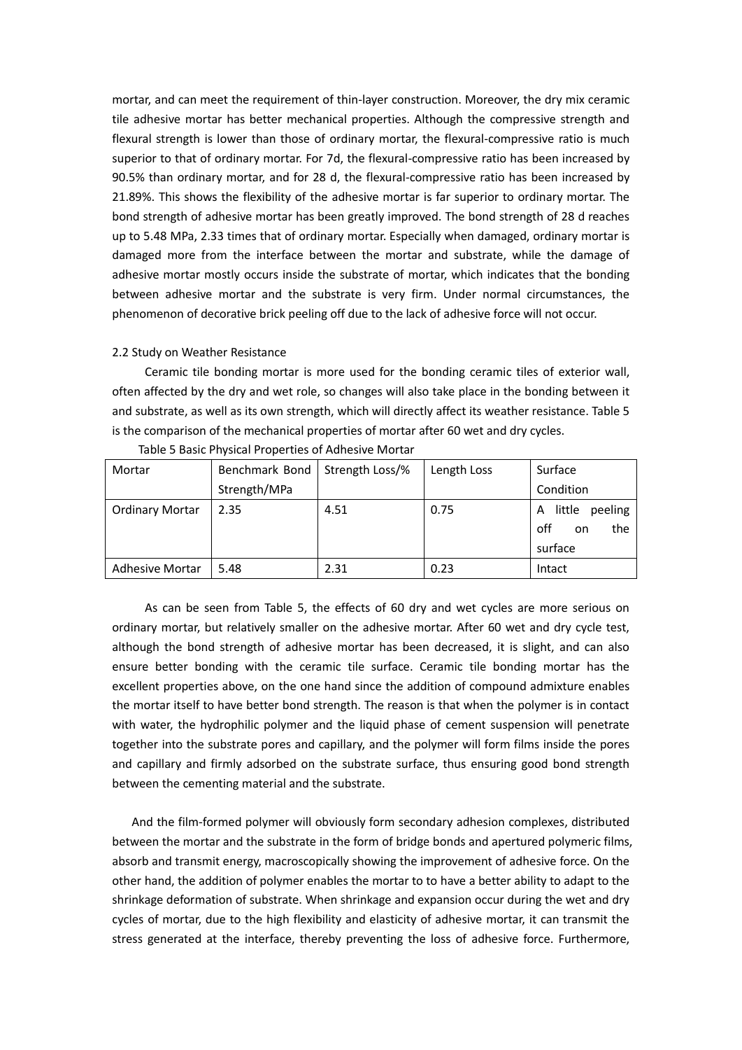mortar, and can meet the requirement of thin-layer construction. Moreover, the dry mix ceramic tile adhesive mortar has better mechanical properties. Although the compressive strength and flexural strength is lower than those of ordinary mortar, the flexural-compressive ratio is much superior to that of ordinary mortar. For 7d, the flexural-compressive ratio has been increased by 90.5% than ordinary mortar, and for 28 d, the flexural-compressive ratio has been increased by 21.89%. This shows the flexibility of the adhesive mortar is far superior to ordinary mortar. The bond strength of adhesive mortar has been greatly improved. The bond strength of 28 d reaches up to 5.48 MPa, 2.33 times that of ordinary mortar. Especially when damaged, ordinary mortar is damaged more from the interface between the mortar and substrate, while the damage of adhesive mortar mostly occurs inside the substrate of mortar, which indicates that the bonding between adhesive mortar and the substrate is very firm. Under normal circumstances, the phenomenon of decorative brick peeling off due to the lack of adhesive force will not occur.

2.2 Study on Weather Resistance

Ceramic tile bonding mortar is more used for the bonding ceramic tiles of exterior wall, often affected by the dry and wet role, so changes will also take place in the bonding between it and substrate, as well as its own strength, which will directly affect its weather resistance. Table 5 is the comparison of the mechanical properties of mortar after 60 wet and dry cycles.

Table 5 Basic Physical Properties of Adhesive Mortar

| Mortar | Benchmark Bond Strength/MPa | Strength Loss/% | Length Loss | Surface Condition |
|---|---|---|---|---|
| Ordinary Mortar | 2.35 | 4.51 | 0.75 | A little peeling off on the surface |
| Adhesive Mortar | 5.48 | 2.31 | 0.23 | Intact |

As can be seen from Table 5, the effects of 60 dry and wet cycles are more serious on ordinary mortar, but relatively smaller on the adhesive mortar. After 60 wet and dry cycle test, although the bond strength of adhesive mortar has been decreased, it is slight, and can also ensure better bonding with the ceramic tile surface. Ceramic tile bonding mortar has the excellent properties above, on the one hand since the addition of compound admixture enables the mortar itself to have better bond strength. The reason is that when the polymer is in contact with water, the hydrophilic polymer and the liquid phase of cement suspension will penetrate together into the substrate pores and capillary, and the polymer will form films inside the pores and capillary and firmly adsorbed on the substrate surface, thus ensuring good bond strength between the cementing material and the substrate.

And the film-formed polymer will obviously form secondary adhesion complexes, distributed between the mortar and the substrate in the form of bridge bonds and apertured polymeric films, absorb and transmit energy, macroscopically showing the improvement of adhesive force. On the other hand, the addition of polymer enables the mortar to to have a better ability to adapt to the shrinkage deformation of substrate. When shrinkage and expansion occur during the wet and dry cycles of mortar, due to the high flexibility and elasticity of adhesive mortar, it can transmit the stress generated at the interface, thereby preventing the loss of adhesive force. Furthermore,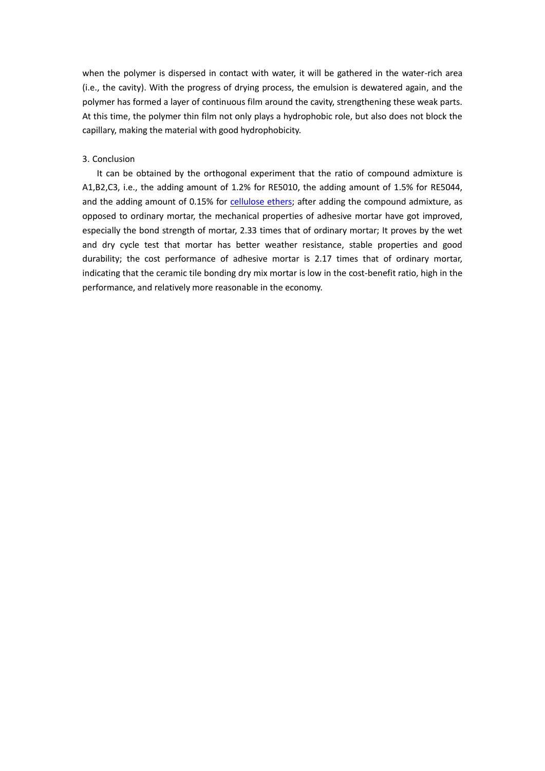when the polymer is dispersed in contact with water, it will be gathered in the water-rich area (i.e., the cavity). With the progress of drying process, the emulsion is dewatered again, and the polymer has formed a layer of continuous film around the cavity, strengthening these weak parts. At this time, the polymer thin film not only plays a hydrophobic role, but also does not block the capillary, making the material with good hydrophobicity.

## 3. Conclusion

It can be obtained by the orthogonal experiment that the ratio of compound admixture is A1,B2,C3, i.e., the adding amount of 1.2% for RE5010, the adding amount of 1.5% for RE5044, and the adding amount of 0.15% for cellulose ethers; after adding the compound admixture, as opposed to ordinary mortar, the mechanical properties of adhesive mortar have got improved, especially the bond strength of mortar, 2.33 times that of ordinary mortar; It proves by the wet and dry cycle test that mortar has better weather resistance, stable properties and good durability; the cost performance of adhesive mortar is 2.17 times that of ordinary mortar, indicating that the ceramic tile bonding dry mix mortar is low in the cost-benefit ratio, high in the performance, and relatively more reasonable in the economy.